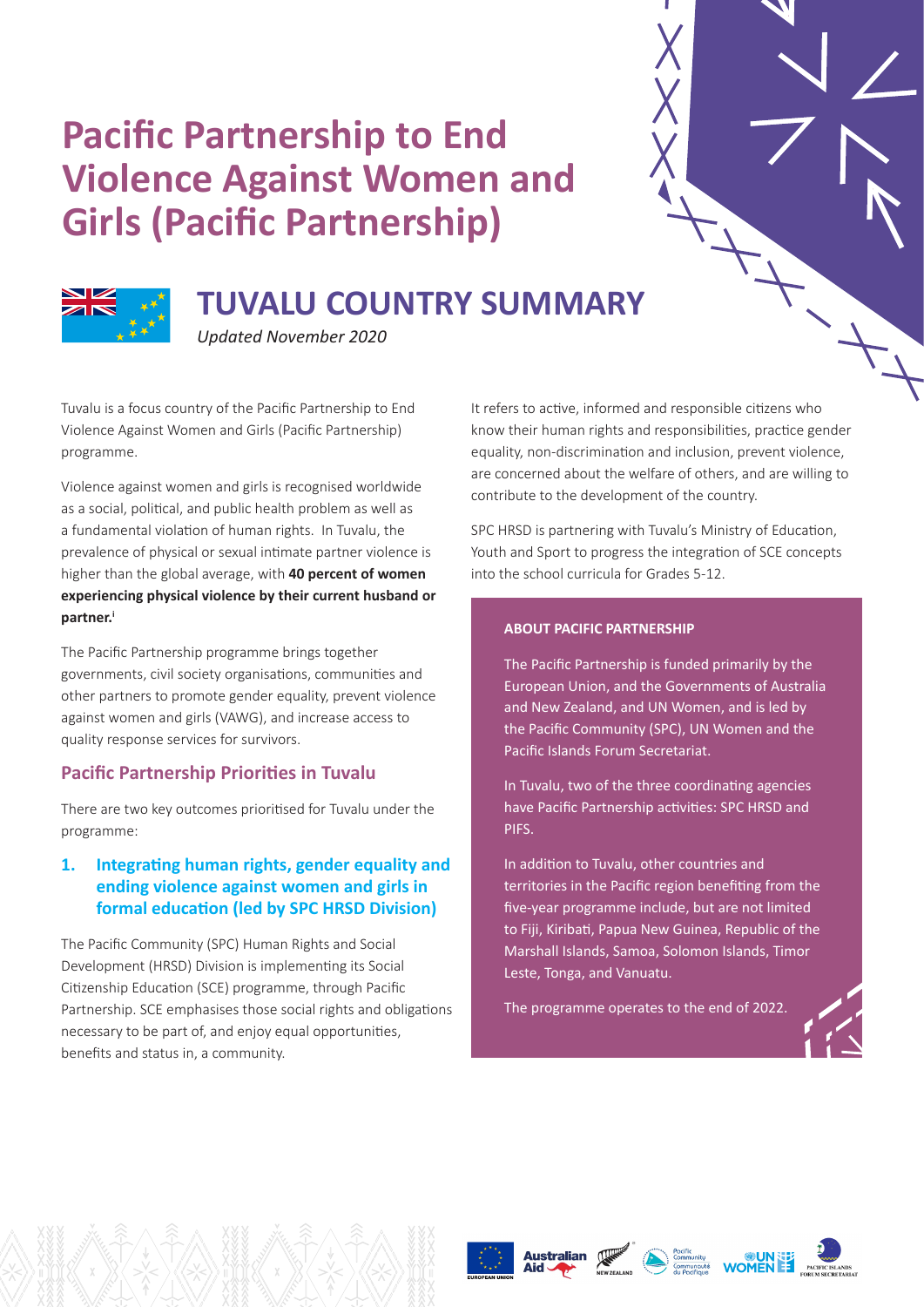# Pacific Partnership to End Violence Against Women and Girls (Pacific Partnership)

## TUVALU COUNTRY SUMMARY

*Updated November 2020*

Tuvalu is a focus country of the Pacific Partnership to End Violence Against Women and Girls (Pacific Partnership) programme.

Violence against women and girls is recognised worldwide as a social, political, and public health problem as well as a fundamental violation of human rights. In Tuvalu, the prevalence of physical or sexual intimate partner violence is higher than the global average, with **40 percent of women experiencing physical violence by their current husband or partner.**[i]

The Pacific Partnership programme brings together governments, civil society organisations, communities and other partners to promote gender equality, prevent violence against women and girls (VAWG), and increase access to quality response services for survivors.

### Pacific Partnership Priorities in Tuvalu

There are two key outcomes prioritised for Tuvalu under the programme:

#### 1. Integrating human rights, gender equality and ending violence against women and girls in formal education (led by SPC HRSD Division)

The Pacific Community (SPC) Human Rights and Social Development (HRSD) Division is implementing its Social Citizenship Education (SCE) programme, through Pacific Partnership. SCE emphasises those social rights and obligations necessary to be part of, and enjoy equal opportunities, benefits and status in, a community.

It refers to active, informed and responsible citizens who know their human rights and responsibilities, practice gender equality, non-discrimination and inclusion, prevent violence, are concerned about the welfare of others, and are willing to contribute to the development of the country.

SPC HRSD is partnering with Tuvalu's Ministry of Education, Youth and Sport to progress the integration of SCE concepts into the school curricula for Grades 5-12.

**ABOUT PACIFIC PARTNERSHIP**

The Pacific Partnership is funded primarily by the European Union, and the Governments of Australia and New Zealand, and UN Women, and is led by the Pacific Community (SPC), UN Women and the Pacific Islands Forum Secretariat.

In Tuvalu, two of the three coordinating agencies have Pacific Partnership activities: SPC HRSD and PIFS.

In addition to Tuvalu, other countries and territories in the Pacific region benefiting from the five-year programme include, but are not limited to Fiji, Kiribati, Papua New Guinea, Republic of the Marshall Islands, Samoa, Solomon Islands, Timor Leste, Tonga, and Vanuatu.

The programme operates to the end of 2022.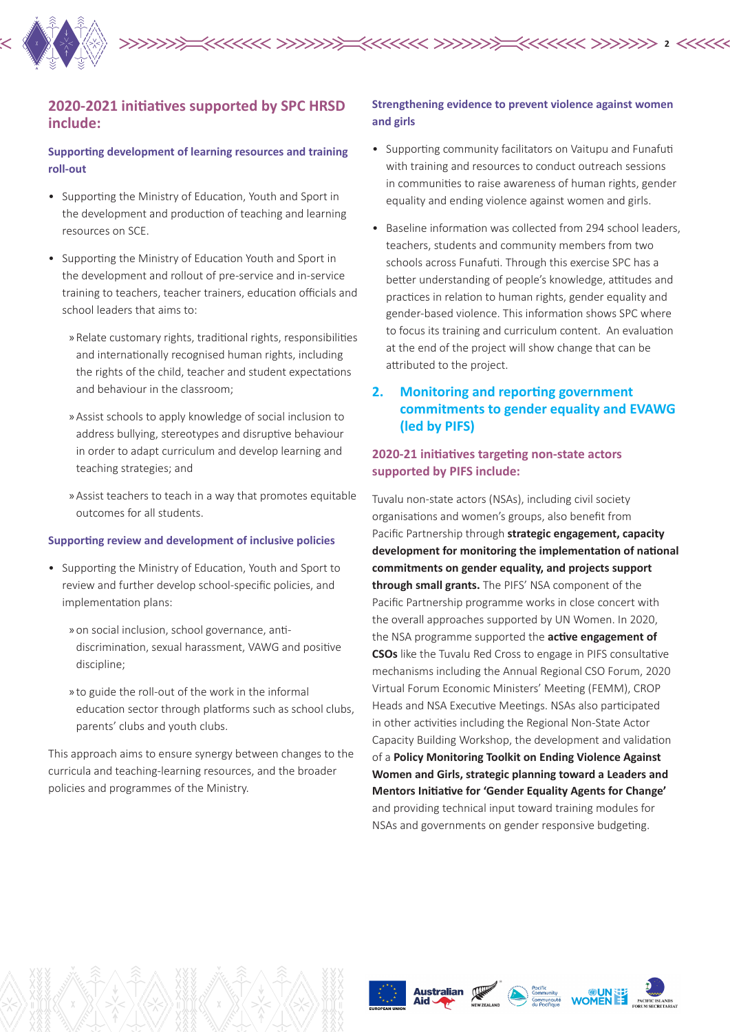## 2020-2021 initiatives supported by SPC HRSD include:

### Supporting development of learning resources and training roll-out

- Supporting the Ministry of Education, Youth and Sport in the development and production of teaching and learning resources on SCE.
- Supporting the Ministry of Education Youth and Sport in the development and rollout of pre-service and in-service training to teachers, teacher trainers, education officials and school leaders that aims to:
  - Relate customary rights, traditional rights, responsibilities and internationally recognised human rights, including the rights of the child, teacher and student expectations and behaviour in the classroom;
  - Assist schools to apply knowledge of social inclusion to address bullying, stereotypes and disruptive behaviour in order to adapt curriculum and develop learning and teaching strategies; and
  - Assist teachers to teach in a way that promotes equitable outcomes for all students.

### Supporting review and development of inclusive policies

- Supporting the Ministry of Education, Youth and Sport to review and further develop school-specific policies, and implementation plans:
  - on social inclusion, school governance, anti-discrimination, sexual harassment, VAWG and positive discipline;
  - to guide the roll-out of the work in the informal education sector through platforms such as school clubs, parents' clubs and youth clubs.

This approach aims to ensure synergy between changes to the curricula and teaching-learning resources, and the broader policies and programmes of the Ministry.

### Strengthening evidence to prevent violence against women and girls

- Supporting community facilitators on Vaitupu and Funafuti with training and resources to conduct outreach sessions in communities to raise awareness of human rights, gender equality and ending violence against women and girls.
- Baseline information was collected from 294 school leaders, teachers, students and community members from two schools across Funafuti. Through this exercise SPC has a better understanding of people's knowledge, attitudes and practices in relation to human rights, gender equality and gender-based violence. This information shows SPC where to focus its training and curriculum content. An evaluation at the end of the project will show change that can be attributed to the project.

## 2. Monitoring and reporting government commitments to gender equality and EVAWG (led by PIFS)

### 2020-21 initiatives targeting non-state actors supported by PIFS include:

Tuvalu non-state actors (NSAs), including civil society organisations and women's groups, also benefit from Pacific Partnership through **strategic engagement, capacity development for monitoring the implementation of national commitments on gender equality, and projects support through small grants.** The PIFS' NSA component of the Pacific Partnership programme works in close concert with the overall approaches supported by UN Women. In 2020, the NSA programme supported the **active engagement of CSOs** like the Tuvalu Red Cross to engage in PIFS consultative mechanisms including the Annual Regional CSO Forum, 2020 Virtual Forum Economic Ministers' Meeting (FEMM), CROP Heads and NSA Executive Meetings. NSAs also participated in other activities including the Regional Non-State Actor Capacity Building Workshop, the development and validation of a **Policy Monitoring Toolkit on Ending Violence Against Women and Girls, strategic planning toward a Leaders and Mentors Initiative for 'Gender Equality Agents for Change'** and providing technical input toward training modules for NSAs and governments on gender responsive budgeting.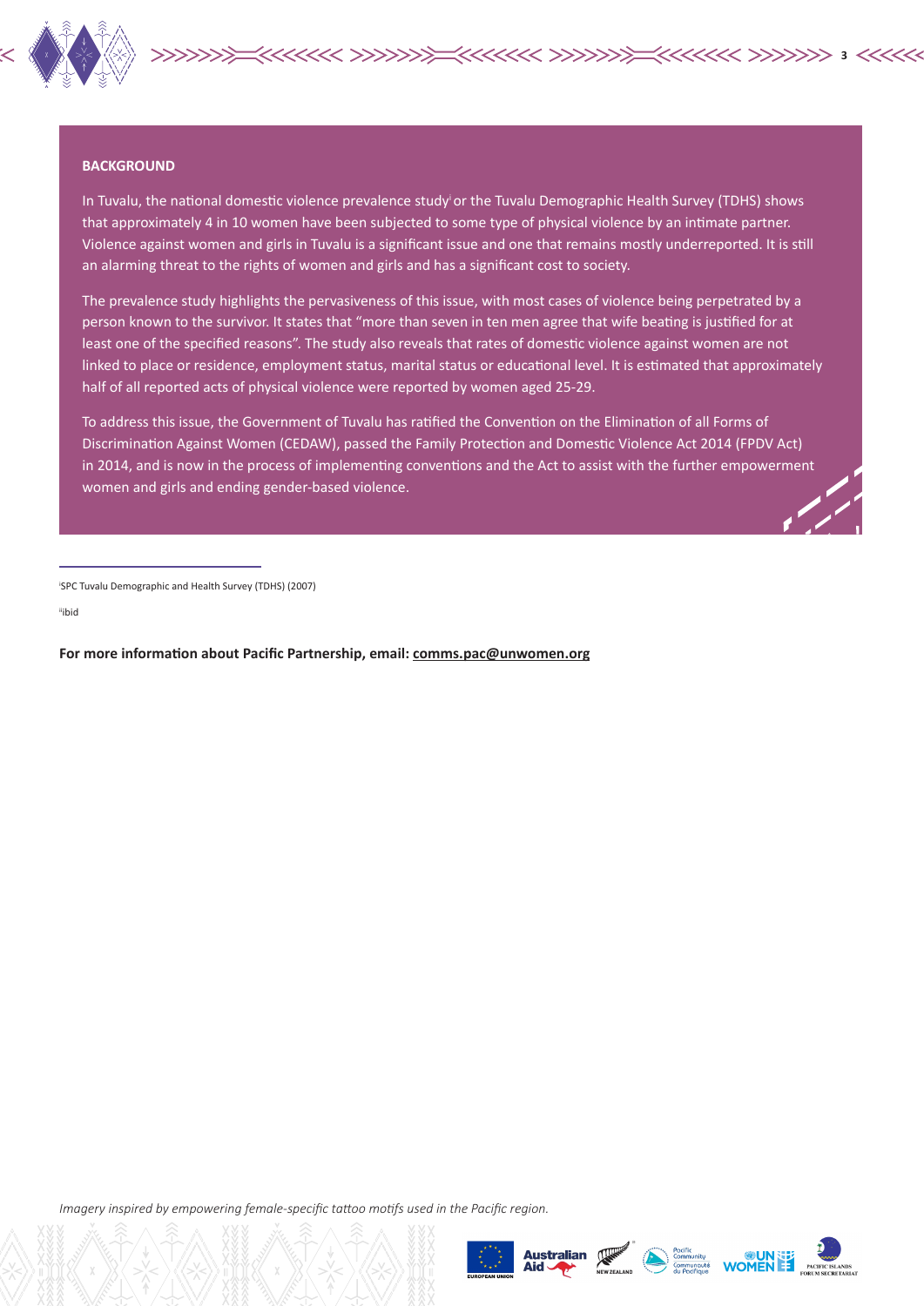## BACKGROUND

In Tuvalu, the national domestic violence prevalence study[i] or the Tuvalu Demographic Health Survey (TDHS) shows that approximately 4 in 10 women have been subjected to some type of physical violence by an intimate partner. Violence against women and girls in Tuvalu is a significant issue and one that remains mostly underreported. It is still an alarming threat to the rights of women and girls and has a significant cost to society.

The prevalence study highlights the pervasiveness of this issue, with most cases of violence being perpetrated by a person known to the survivor. It states that "more than seven in ten men agree that wife beating is justified for at least one of the specified reasons". The study also reveals that rates of domestic violence against women are not linked to place or residence, employment status, marital status or educational level. It is estimated that approximately half of all reported acts of physical violence were reported by women aged 25-29.

To address this issue, the Government of Tuvalu has ratified the Convention on the Elimination of all Forms of Discrimination Against Women (CEDAW), passed the Family Protection and Domestic Violence Act 2014 (FPDV Act) in 2014, and is now in the process of implementing conventions and the Act to assist with the further empowerment women and girls and ending gender-based violence.

---

[i] SPC Tuvalu Demographic and Health Survey (TDHS) (2007)

[ii] ibid

**For more information about Pacific Partnership, email: comms.pac@unwomen.org**

*Imagery inspired by empowering female-specific tattoo motifs used in the Pacific region.*